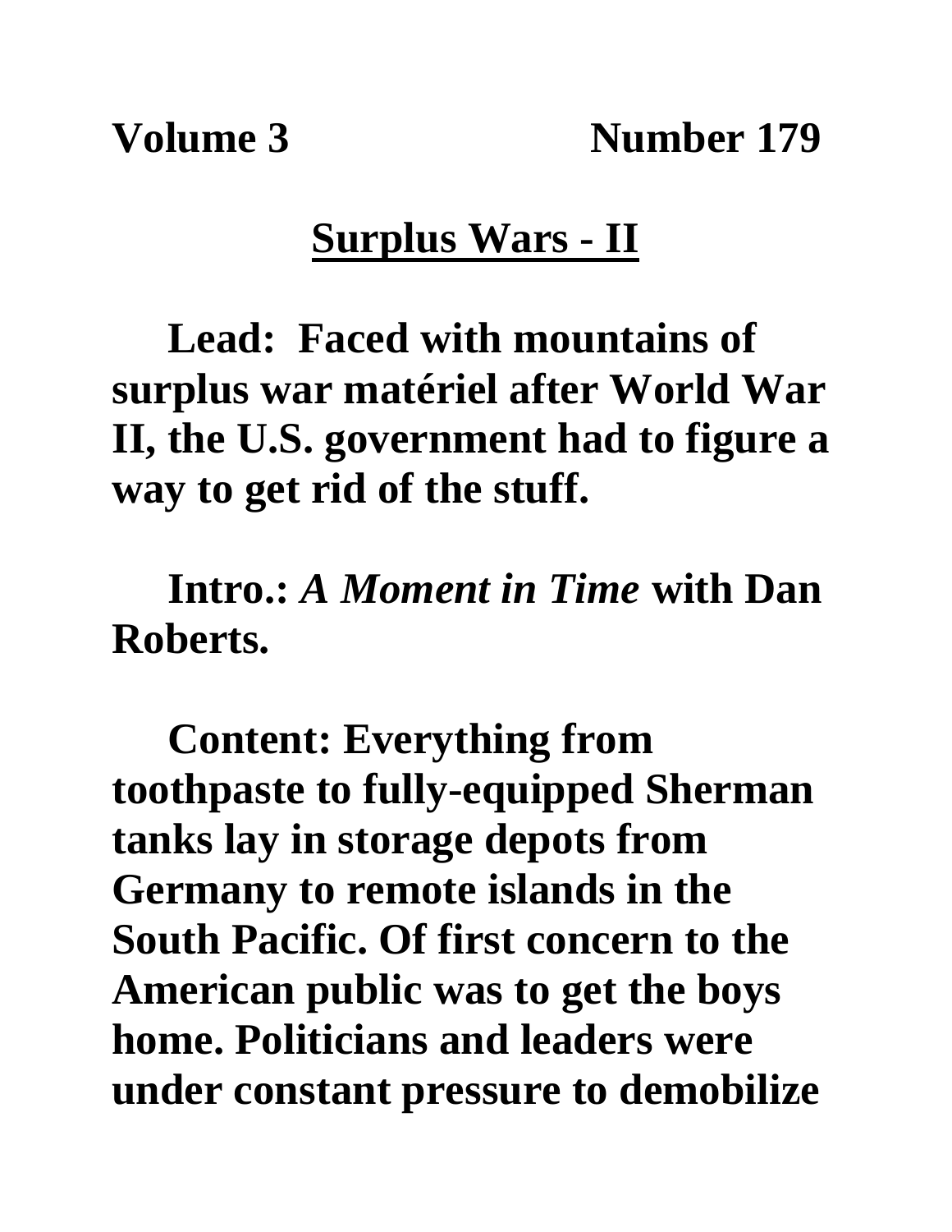**Volume 3 Number 179**

## Surplus Wars - II

**Lead: Faced with mountains of surplus war matériel after World War II, the U.S. government had to figure a way to get rid of the stuff.**

**Intro.:** ***A Moment in Time*** **with Dan Roberts.**

**Content: Everything from toothpaste to fully-equipped Sherman tanks lay in storage depots from Germany to remote islands in the South Pacific. Of first concern to the American public was to get the boys home. Politicians and leaders were under constant pressure to demobilize**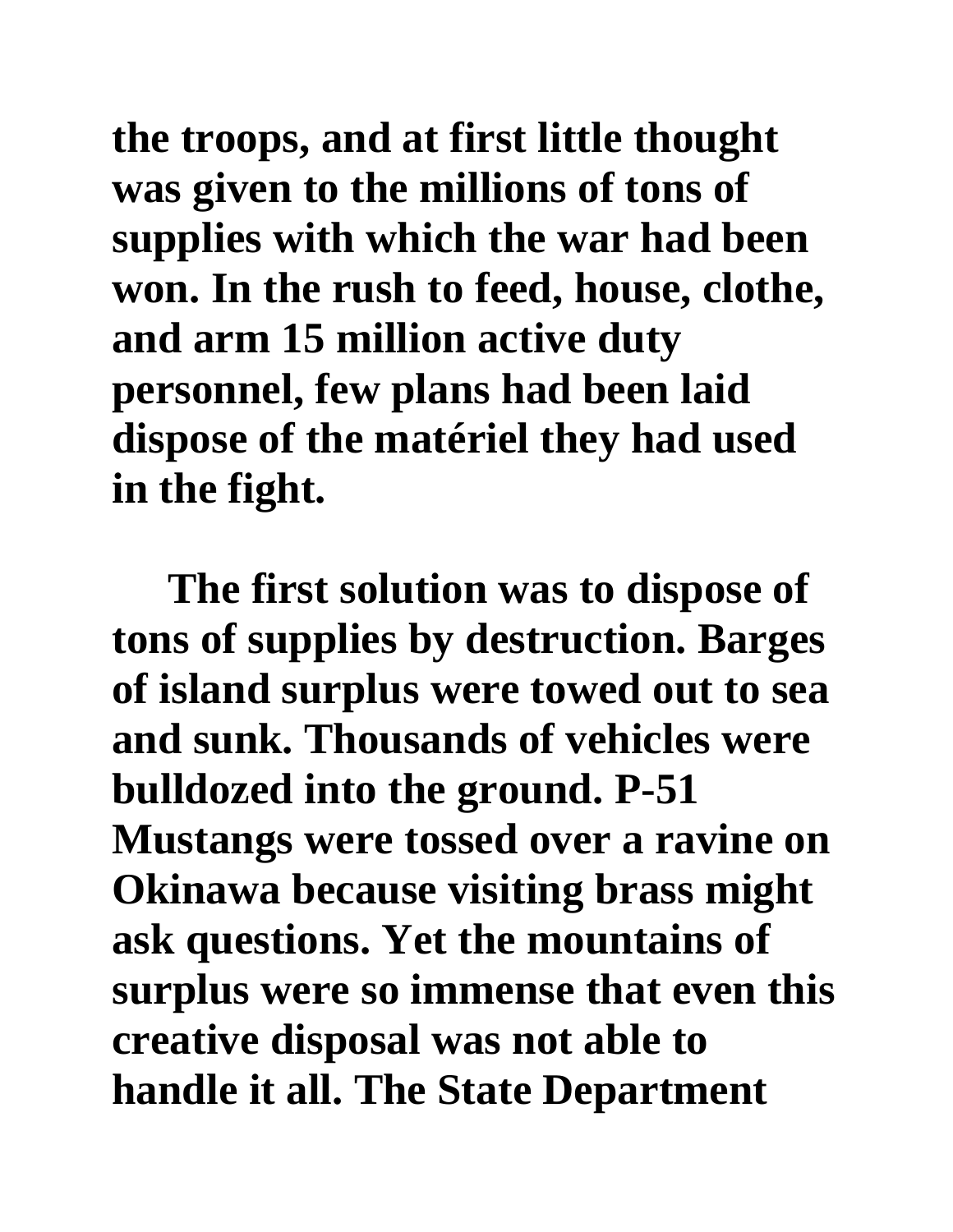**the troops, and at first little thought was given to the millions of tons of supplies with which the war had been won. In the rush to feed, house, clothe, and arm 15 million active duty personnel, few plans had been laid dispose of the matériel they had used in the fight.**

**The first solution was to dispose of tons of supplies by destruction. Barges of island surplus were towed out to sea and sunk. Thousands of vehicles were bulldozed into the ground. P-51 Mustangs were tossed over a ravine on Okinawa because visiting brass might ask questions. Yet the mountains of surplus were so immense that even this creative disposal was not able to handle it all. The State Department**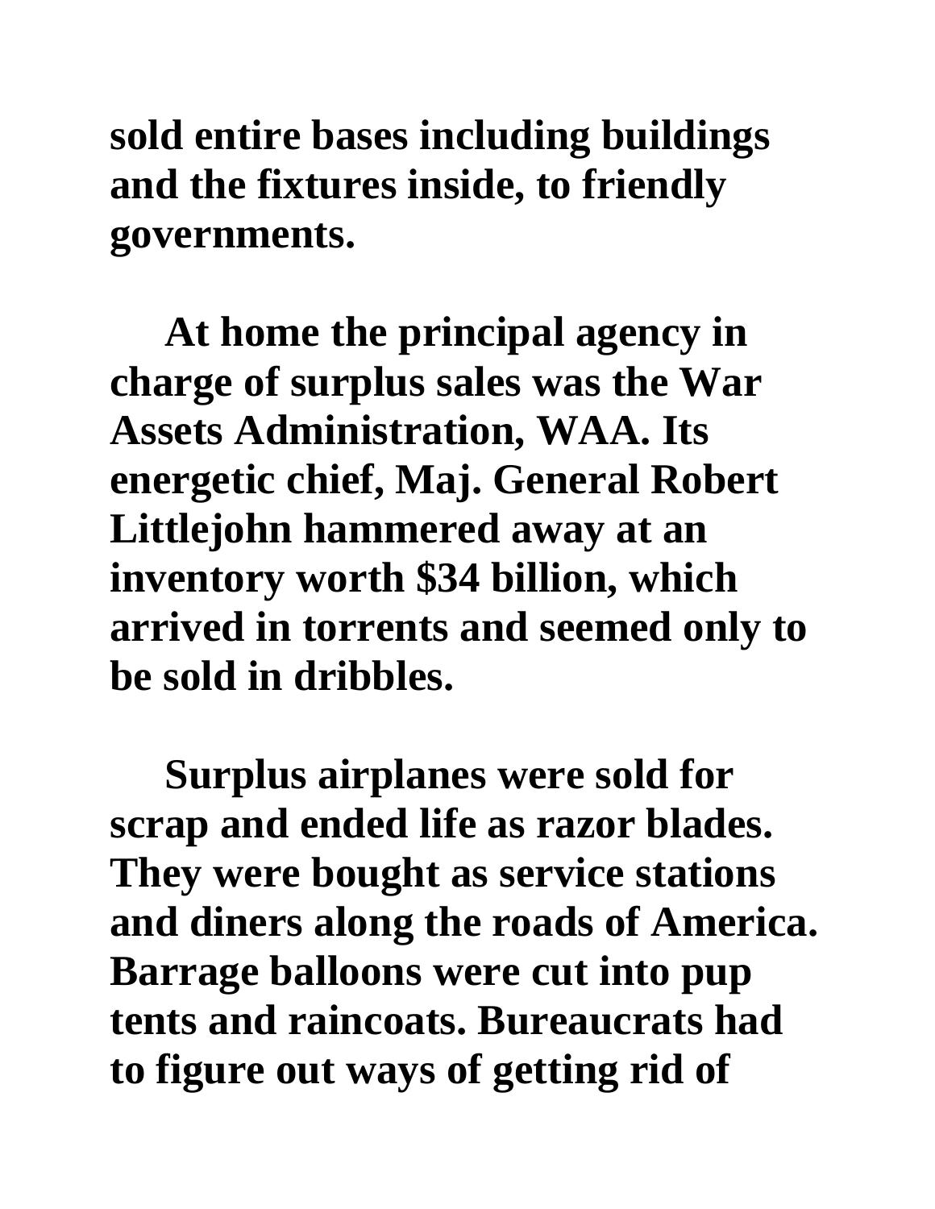**sold entire bases including buildings and the fixtures inside, to friendly governments.**

**At home the principal agency in charge of surplus sales was the War Assets Administration, WAA. Its energetic chief, Maj. General Robert Littlejohn hammered away at an inventory worth $34 billion, which arrived in torrents and seemed only to be sold in dribbles.**

**Surplus airplanes were sold for scrap and ended life as razor blades. They were bought as service stations and diners along the roads of America. Barrage balloons were cut into pup tents and raincoats. Bureaucrats had to figure out ways of getting rid of**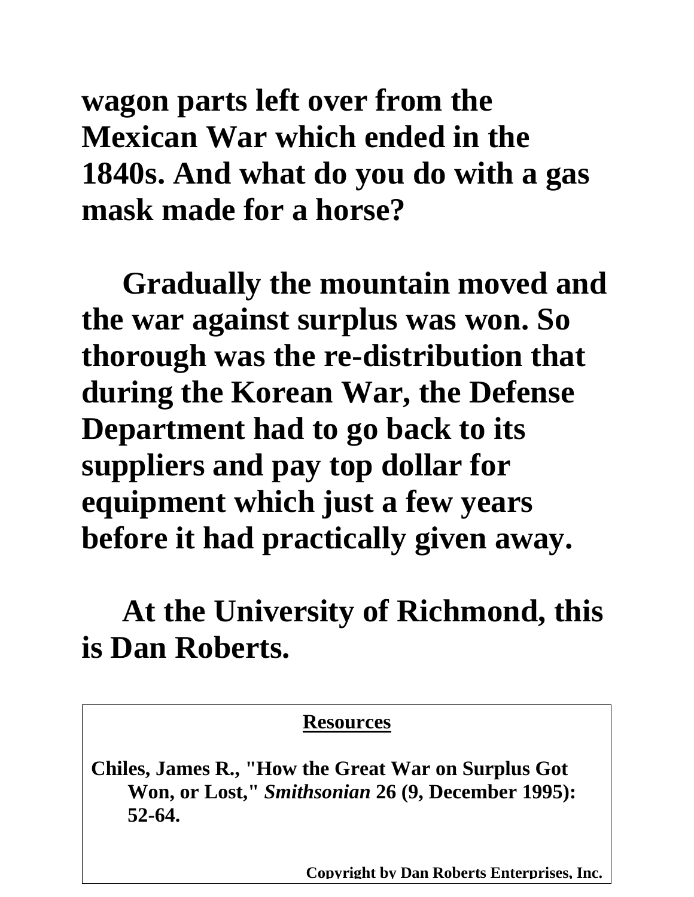**wagon parts left over from the Mexican War which ended in the 1840s. And what do you do with a gas mask made for a horse?**

**Gradually the mountain moved and the war against surplus was won. So thorough was the re-distribution that during the Korean War, the Defense Department had to go back to its suppliers and pay top dollar for equipment which just a few years before it had practically given away.**

**At the University of Richmond, this is Dan Roberts.**

**Resources**

**Chiles, James R., "How the Great War on Surplus Got Won, or Lost,"** ***Smithsonian*** **26 (9, December 1995): 52-64.**

**Copyright by Dan Roberts Enterprises, Inc.**